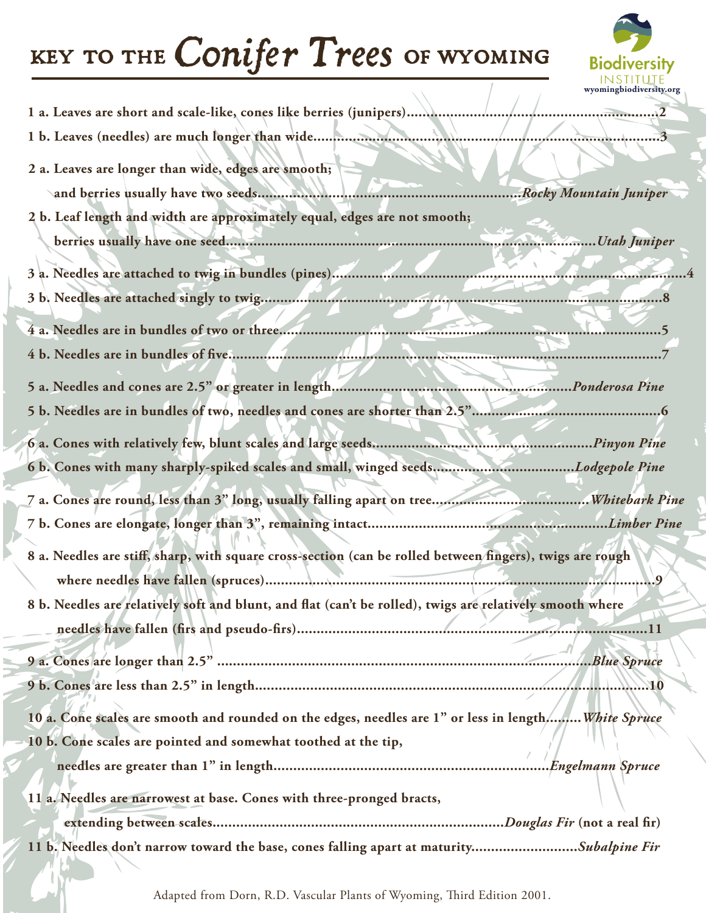# KEY TO THE *Conifer Trees* OF WYOMING

Biodiversity INSTITUTE
wyomingbiodiversity.org

**1 a. Leaves are short and scale-like, cones like berries (junipers)........................................................2**

**1 b. Leaves (needles) are much longer than wide.......................................................................................3**

**2 a. Leaves are longer than wide, edges are smooth;**
**and berries usually have two seeds...............................................................*Rocky Mountain Juniper***

**2 b. Leaf length and width are approximately equal, edges are not smooth;**
**berries usually have one seed...............................................................................................*Utah Juniper***

**3 a. Needles are attached to twig in bundles (pines)....................................................................................4**

**3 b. Needles are attached singly to twig..........................................................................................................8**

**4 a. Needles are in bundles of two or three.....................................................................................................5**

**4 b. Needles are in bundles of five...................................................................................................................7**

**5 a. Needles and cones are 2.5" or greater in length..........................................................*Ponderosa Pine***

**5 b. Needles are in bundles of two, needles and cones are shorter than 2.5"...............................................6**

**6 a. Cones with relatively few, blunt scales and large seeds.....................................................*Pinyon Pine***

**6 b. Cones with many sharply-spiked scales and small, winged seeds.................................*Lodgepole Pine***

**7 a. Cones are round, less than 3" long, usually falling apart on tree......................................*Whitebark Pine***

**7 b. Cones are elongate, longer than 3", remaining intact..........................................................*Limber Pine***

**8 a. Needles are stiff, sharp, with square cross-section (can be rolled between fingers), twigs are rough**
**where needles have fallen (spruces).........................................................................................................9**

**8 b. Needles are relatively soft and blunt, and flat (can't be rolled), twigs are relatively smooth where**
**needles have fallen (firs and pseudo-firs).................................................................................................11**

**9 a. Cones are longer than 2.5" .......................................................................................................*Blue Spruce***

**9 b. Cones are less than 2.5" in length............................................................................................................10**

**10 a. Cone scales are smooth and rounded on the edges, needles are 1" or less in length.........*White Spruce***

**10 b. Cone scales are pointed and somewhat toothed at the tip,**
**needles are greater than 1" in length.................................................................................*Engelmann Spruce***

**11 a. Needles are narrowest at base. Cones with three-pronged bracts,**
**extending between scales........................................................................*Douglas Fir* (not a real fir)**

**11 b. Needles don't narrow toward the base, cones falling apart at maturity..........................*Subalpine Fir***

Adapted from Dorn, R.D. Vascular Plants of Wyoming, Third Edition 2001.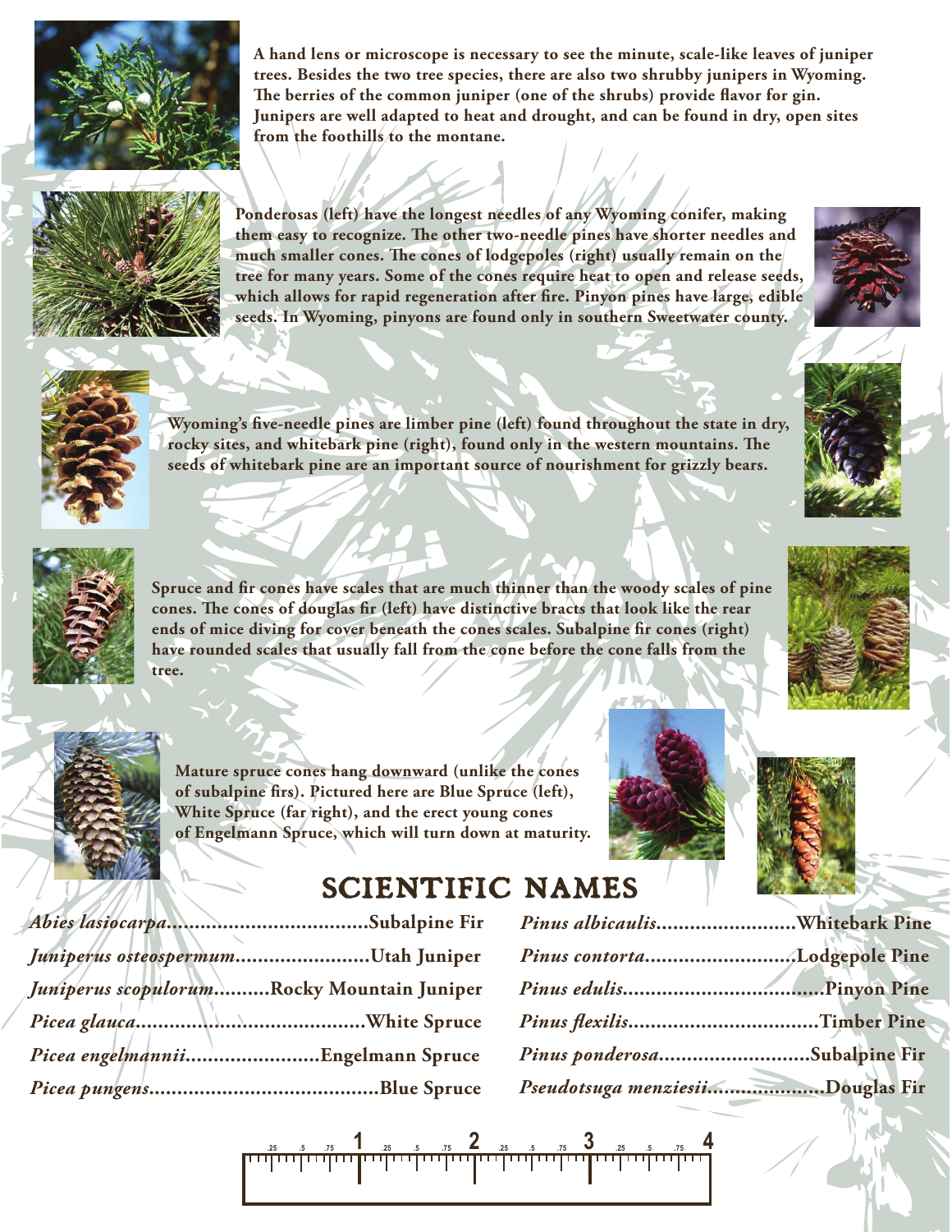**A hand lens or microscope is necessary to see the minute, scale-like leaves of juniper trees. Besides the two tree species, there are also two shrubby junipers in Wyoming. The berries of the common juniper (one of the shrubs) provide flavor for gin. Junipers are well adapted to heat and drought, and can be found in dry, open sites from the foothills to the montane.**

**Ponderosas (left) have the longest needles of any Wyoming conifer, making them easy to recognize. The other two-needle pines have shorter needles and much smaller cones. The cones of lodgepoles (right) usually remain on the tree for many years. Some of the cones require heat to open and release seeds, which allows for rapid regeneration after fire. Pinyon pines have large, edible seeds. In Wyoming, pinyons are found only in southern Sweetwater county.**

**Wyoming's five-needle pines are limber pine (left) found throughout the state in dry, rocky sites, and whitebark pine (right), found only in the western mountains. The seeds of whitebark pine are an important source of nourishment for grizzly bears.**

**Spruce and fir cones have scales that are much thinner than the woody scales of pine cones. The cones of douglas fir (left) have distinctive bracts that look like the rear ends of mice diving for cover beneath the cones scales. Subalpine fir cones (right) have rounded scales that usually fall from the cone before the cone falls from the tree.**

**Mature spruce cones hang downward (unlike the cones of subalpine firs). Pictured here are Blue Spruce (left), White Spruce (far right), and the erect young cones of Engelmann Spruce, which will turn down at maturity.**

## SCIENTIFIC NAMES

***Abies lasiocarpa*..................................Subalpine Fir**
***Juniperus osteospermum*.......................Utah Juniper**
***Juniperus scopulorum*.........Rocky Mountain Juniper**
***Picea glauca*........................................White Spruce**
***Picea engelmannii*.......................Engelmann Spruce**
***Picea pungens*........................................Blue Spruce**
***Pinus albicaulis*........................Whitebark Pine**
***Pinus contorta*..........................Lodgepole Pine**
***Pinus edulis*...................................Pinyon Pine**
***Pinus flexilis*.................................Timber Pine**
***Pinus ponderosa*..........................Subalpine Fir**
***Pseudotsuga menziesii*....................Douglas Fir**

.25 .5 .75 1 .25 .5 .75 2 .25 .5 .75 3 .25 .5 .75 4